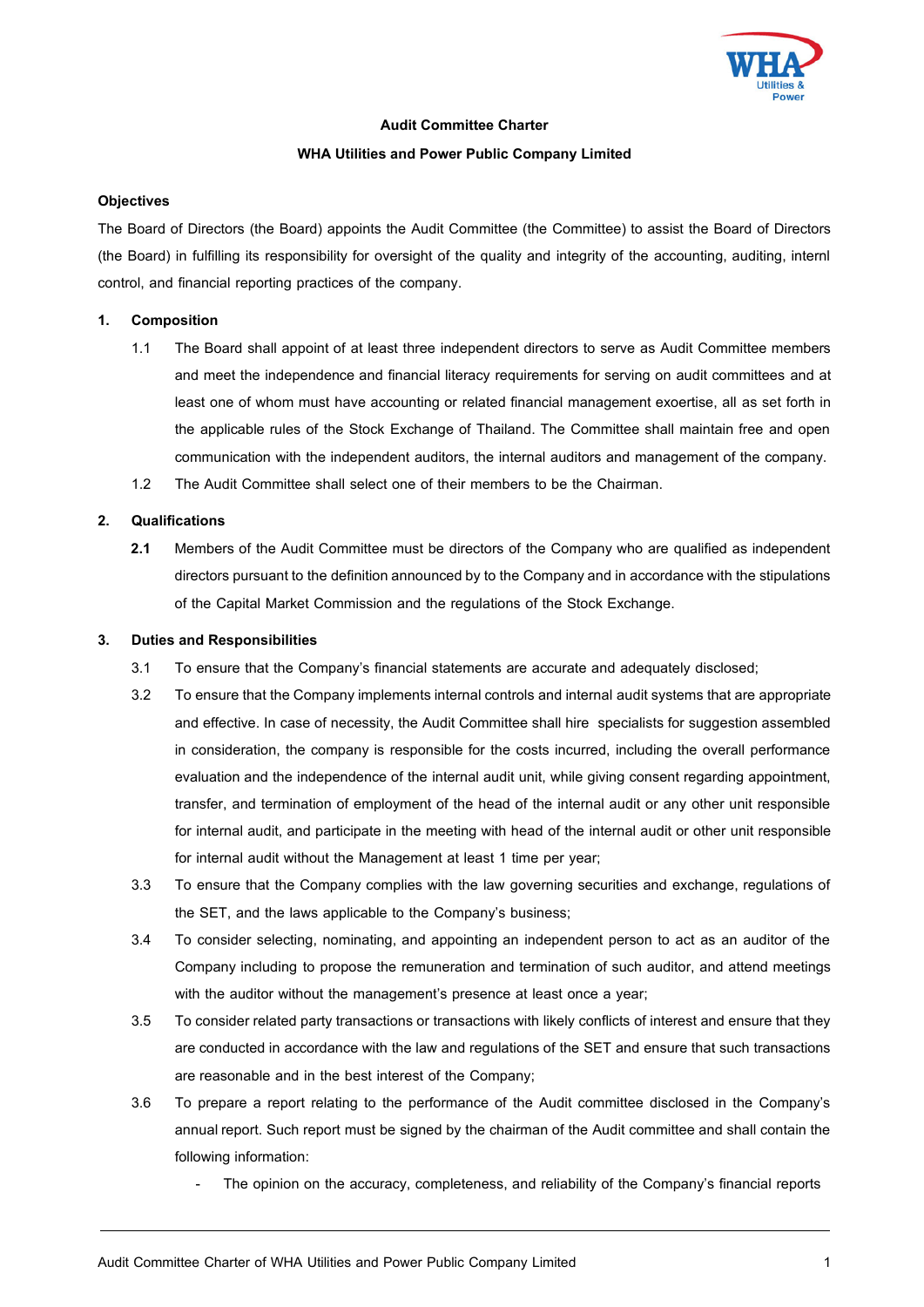**Audit Committee Charter**

**WHA Utilities and Power Public Company Limited**

**Objectives**

The Board of Directors (the Board) appoints the Audit Committee (the Committee) to assist the Board of Directors (the Board) in fulfilling its responsibility for oversight of the quality and integrity of the accounting, auditing, internl control, and financial reporting practices of the company.

**1. Composition**

1.1 The Board shall appoint of at least three independent directors to serve as Audit Committee members and meet the independence and financial literacy requirements for serving on audit committees and at least one of whom must have accounting or related financial management exoertise, all as set forth in the applicable rules of the Stock Exchange of Thailand. The Committee shall maintain free and open communication with the independent auditors, the internal auditors and management of the company.

1.2 The Audit Committee shall select one of their members to be the Chairman.

**2. Qualifications**

**2.1** Members of the Audit Committee must be directors of the Company who are qualified as independent directors pursuant to the definition announced by to the Company and in accordance with the stipulations of the Capital Market Commission and the regulations of the Stock Exchange.

**3. Duties and Responsibilities**

3.1 To ensure that the Company's financial statements are accurate and adequately disclosed;

3.2 To ensure that the Company implements internal controls and internal audit systems that are appropriate and effective. In case of necessity, the Audit Committee shall hire specialists for suggestion assembled in consideration, the company is responsible for the costs incurred, including the overall performance evaluation and the independence of the internal audit unit, while giving consent regarding appointment, transfer, and termination of employment of the head of the internal audit or any other unit responsible for internal audit, and participate in the meeting with head of the internal audit or other unit responsible for internal audit without the Management at least 1 time per year;

3.3 To ensure that the Company complies with the law governing securities and exchange, regulations of the SET, and the laws applicable to the Company's business;

3.4 To consider selecting, nominating, and appointing an independent person to act as an auditor of the Company including to propose the remuneration and termination of such auditor, and attend meetings with the auditor without the management's presence at least once a year;

3.5 To consider related party transactions or transactions with likely conflicts of interest and ensure that they are conducted in accordance with the law and regulations of the SET and ensure that such transactions are reasonable and in the best interest of the Company;

3.6 To prepare a report relating to the performance of the Audit committee disclosed in the Company's annual report. Such report must be signed by the chairman of the Audit committee and shall contain the following information:

- The opinion on the accuracy, completeness, and reliability of the Company's financial reports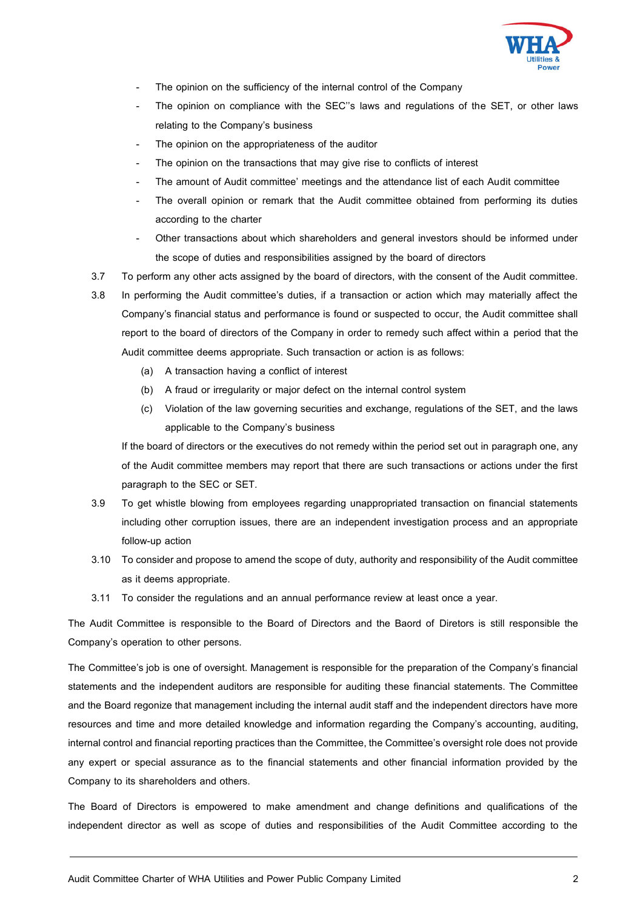- The opinion on the sufficiency of the internal control of the Company
- The opinion on compliance with the SEC''s laws and regulations of the SET, or other laws relating to the Company's business
- The opinion on the appropriateness of the auditor
- The opinion on the transactions that may give rise to conflicts of interest
- The amount of Audit committee' meetings and the attendance list of each Audit committee
- The overall opinion or remark that the Audit committee obtained from performing its duties according to the charter
- Other transactions about which shareholders and general investors should be informed under the scope of duties and responsibilities assigned by the board of directors

3.7 To perform any other acts assigned by the board of directors, with the consent of the Audit committee.

3.8 In performing the Audit committee's duties, if a transaction or action which may materially affect the Company's financial status and performance is found or suspected to occur, the Audit committee shall report to the board of directors of the Company in order to remedy such affect within a period that the Audit committee deems appropriate. Such transaction or action is as follows:

   (a) A transaction having a conflict of interest

   (b) A fraud or irregularity or major defect on the internal control system

   (c) Violation of the law governing securities and exchange, regulations of the SET, and the laws applicable to the Company's business

   If the board of directors or the executives do not remedy within the period set out in paragraph one, any of the Audit committee members may report that there are such transactions or actions under the first paragraph to the SEC or SET.

3.9 To get whistle blowing from employees regarding unappropriated transaction on financial statements including other corruption issues, there are an independent investigation process and an appropriate follow-up action

3.10 To consider and propose to amend the scope of duty, authority and responsibility of the Audit committee as it deems appropriate.

3.11 To consider the regulations and an annual performance review at least once a year.

The Audit Committee is responsible to the Board of Directors and the Baord of Diretors is still responsible the Company's operation to other persons.

The Committee's job is one of oversight. Management is responsible for the preparation of the Company's financial statements and the independent auditors are responsible for auditing these financial statements. The Committee and the Board regonize that management including the internal audit staff and the independent directors have more resources and time and more detailed knowledge and information regarding the Company's accounting, auditing, internal control and financial reporting practices than the Committee, the Committee's oversight role does not provide any expert or special assurance as to the financial statements and other financial information provided by the Company to its shareholders and others.

The Board of Directors is empowered to make amendment and change definitions and qualifications of the independent director as well as scope of duties and responsibilities of the Audit Committee according to the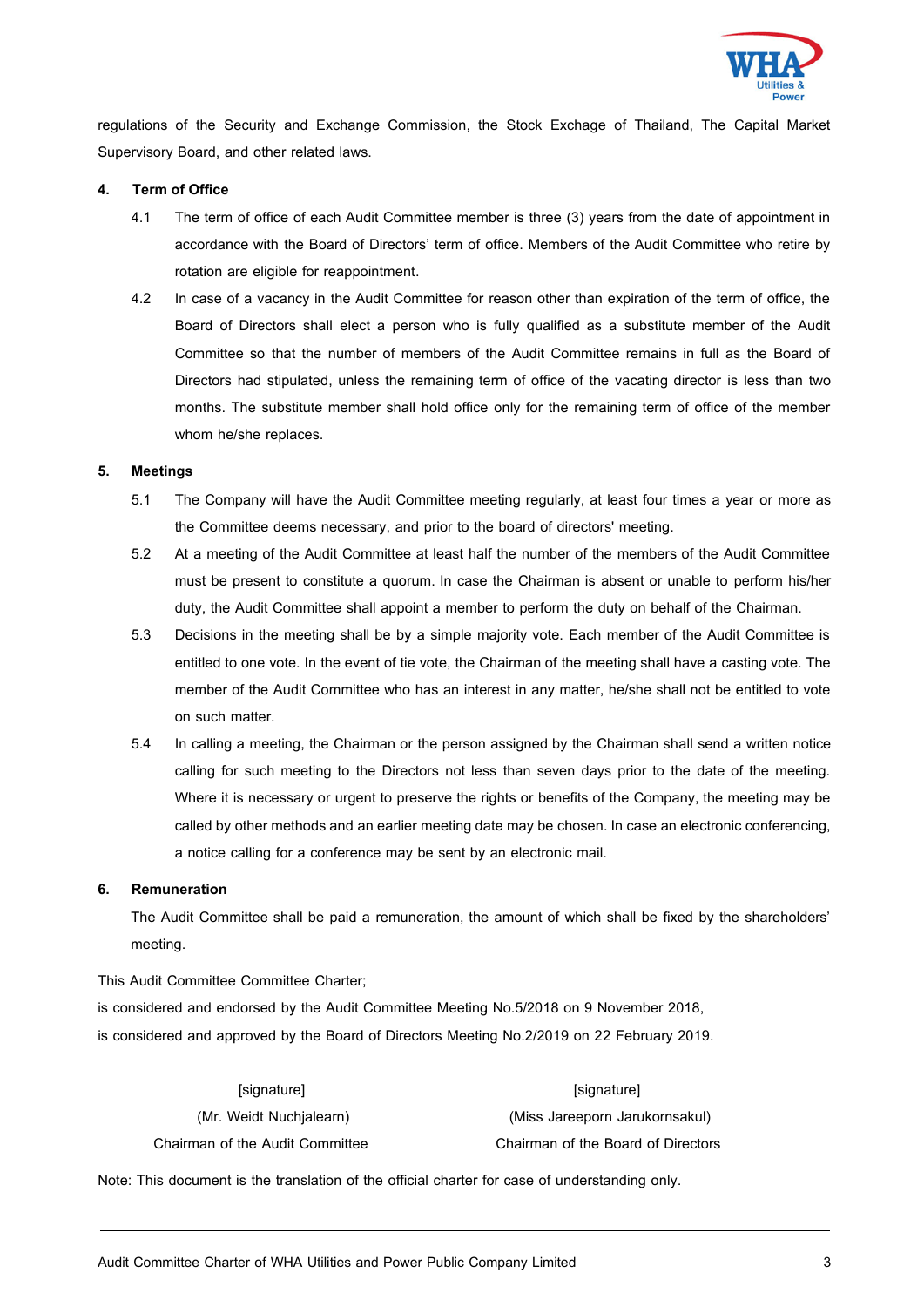regulations of the Security and Exchange Commission, the Stock Exchage of Thailand, The Capital Market Supervisory Board, and other related laws.

**4. Term of Office**

4.1 The term of office of each Audit Committee member is three (3) years from the date of appointment in accordance with the Board of Directors' term of office. Members of the Audit Committee who retire by rotation are eligible for reappointment.

4.2 In case of a vacancy in the Audit Committee for reason other than expiration of the term of office, the Board of Directors shall elect a person who is fully qualified as a substitute member of the Audit Committee so that the number of members of the Audit Committee remains in full as the Board of Directors had stipulated, unless the remaining term of office of the vacating director is less than two months. The substitute member shall hold office only for the remaining term of office of the member whom he/she replaces.

**5. Meetings**

5.1 The Company will have the Audit Committee meeting regularly, at least four times a year or more as the Committee deems necessary, and prior to the board of directors' meeting.

5.2 At a meeting of the Audit Committee at least half the number of the members of the Audit Committee must be present to constitute a quorum. In case the Chairman is absent or unable to perform his/her duty, the Audit Committee shall appoint a member to perform the duty on behalf of the Chairman.

5.3 Decisions in the meeting shall be by a simple majority vote. Each member of the Audit Committee is entitled to one vote. In the event of tie vote, the Chairman of the meeting shall have a casting vote. The member of the Audit Committee who has an interest in any matter, he/she shall not be entitled to vote on such matter.

5.4 In calling a meeting, the Chairman or the person assigned by the Chairman shall send a written notice calling for such meeting to the Directors not less than seven days prior to the date of the meeting. Where it is necessary or urgent to preserve the rights or benefits of the Company, the meeting may be called by other methods and an earlier meeting date may be chosen. In case an electronic conferencing, a notice calling for a conference may be sent by an electronic mail.

**6. Remuneration**

The Audit Committee shall be paid a remuneration, the amount of which shall be fixed by the shareholders' meeting.

This Audit Committee Committee Charter;
is considered and endorsed by the Audit Committee Meeting No.5/2018 on 9 November 2018,
is considered and approved by the Board of Directors Meeting No.2/2019 on 22 February 2019.

| | |
|---|---|
| [signature] | [signature] |
| (Mr. Weidt Nuchjalearn) | (Miss Jareeporn Jarukornsakul) |
| Chairman of the Audit Committee | Chairman of the Board of Directors |

Note: This document is the translation of the official charter for case of understanding only.